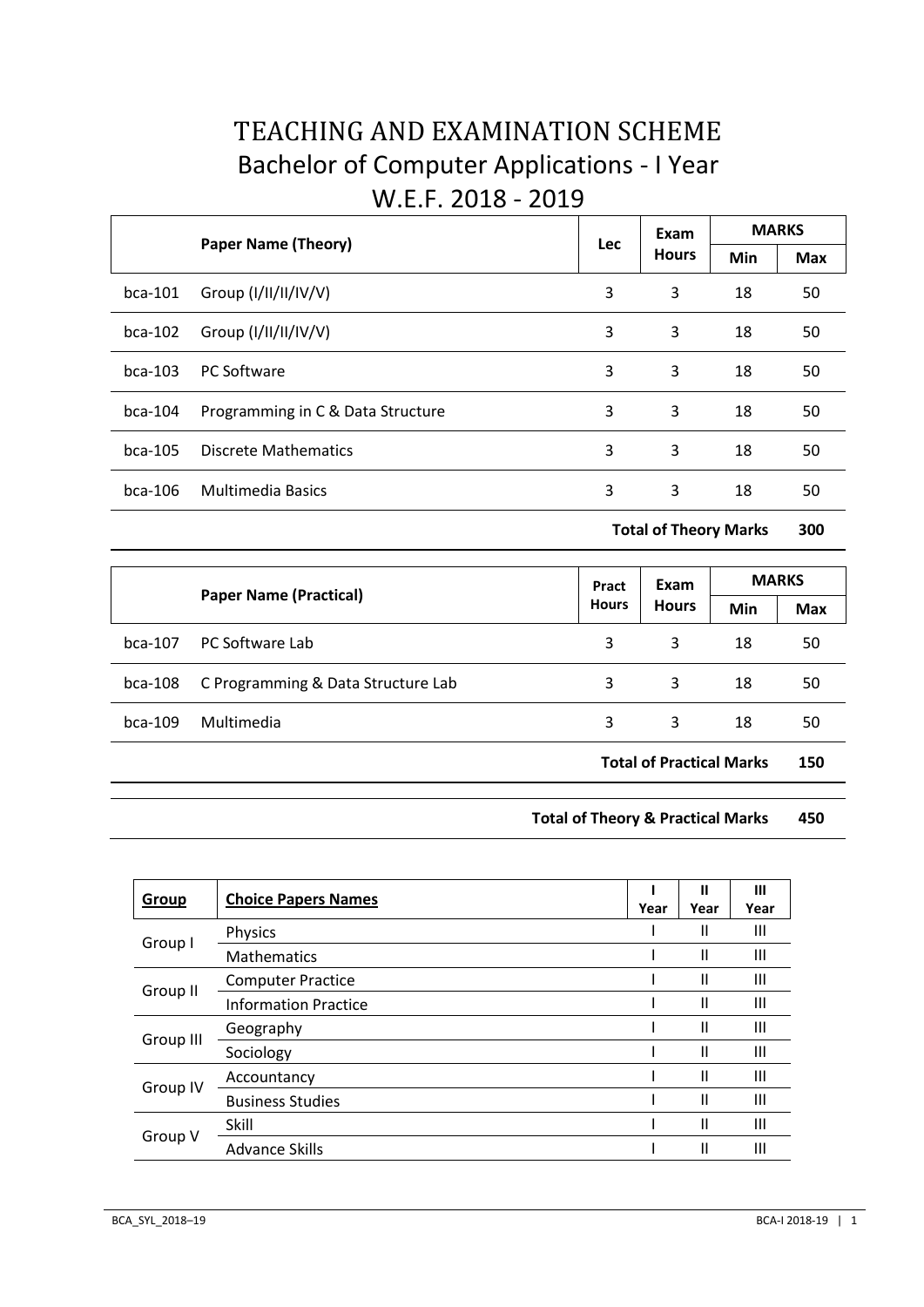# TEACHING AND EXAMINATION SCHEME

## Bachelor of Computer Applications - I Year

## W.E.F. 2018 - 2019

| | Paper Name (Theory) | Lec | Exam Hours | MARKS | |
|---|---|---|---|---|---|
| | | | | Min | Max |
| bca-101 | Group (I/II/II/IV/V) | 3 | 3 | 18 | 50 |
| bca-102 | Group (I/II/II/IV/V) | 3 | 3 | 18 | 50 |
| bca-103 | PC Software | 3 | 3 | 18 | 50 |
| bca-104 | Programming in C & Data Structure | 3 | 3 | 18 | 50 |
| bca-105 | Discrete Mathematics | 3 | 3 | 18 | 50 |
| bca-106 | Multimedia Basics | 3 | 3 | 18 | 50 |
| | | | | **Total of Theory Marks** | **300** |

| | Paper Name (Practical) | Pract Hours | Exam Hours | MARKS | |
|---|---|---|---|---|---|
| | | | | Min | Max |
| bca-107 | PC Software Lab | 3 | 3 | 18 | 50 |
| bca-108 | C Programming & Data Structure Lab | 3 | 3 | 18 | 50 |
| bca-109 | Multimedia | 3 | 3 | 18 | 50 |
| | | | | **Total of Practical Marks** | **150** |

**Total of Theory & Practical Marks 450**

| Group | Choice Papers Names | I Year | II Year | III Year |
|---|---|---|---|---|
| Group I | Physics | I | II | III |
| | Mathematics | I | II | III |
| Group II | Computer Practice | I | II | III |
| | Information Practice | I | II | III |
| Group III | Geography | I | II | III |
| | Sociology | I | II | III |
| Group IV | Accountancy | I | II | III |
| | Business Studies | I | II | III |
| Group V | Skill | I | II | III |
| | Advance Skills | I | II | III |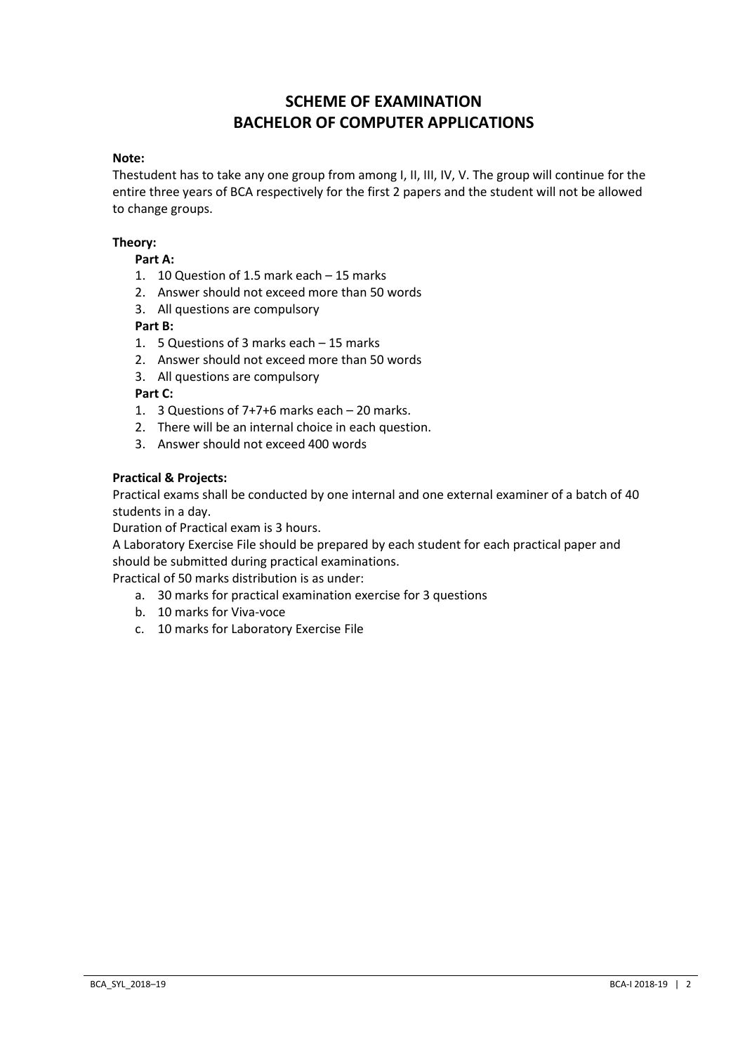# SCHEME OF EXAMINATION
# BACHELOR OF COMPUTER APPLICATIONS

**Note:**

Thestudent has to take any one group from among I, II, III, IV, V. The group will continue for the entire three years of BCA respectively for the first 2 papers and the student will not be allowed to change groups.

**Theory:**

**Part A:**

1. 10 Question of 1.5 mark each – 15 marks
2. Answer should not exceed more than 50 words
3. All questions are compulsory

**Part B:**

1. 5 Questions of 3 marks each – 15 marks
2. Answer should not exceed more than 50 words
3. All questions are compulsory

**Part C:**

1. 3 Questions of 7+7+6 marks each – 20 marks.
2. There will be an internal choice in each question.
3. Answer should not exceed 400 words

**Practical & Projects:**

Practical exams shall be conducted by one internal and one external examiner of a batch of 40 students in a day.

Duration of Practical exam is 3 hours.

A Laboratory Exercise File should be prepared by each student for each practical paper and should be submitted during practical examinations.

Practical of 50 marks distribution is as under:

a. 30 marks for practical examination exercise for 3 questions
b. 10 marks for Viva-voce
c. 10 marks for Laboratory Exercise File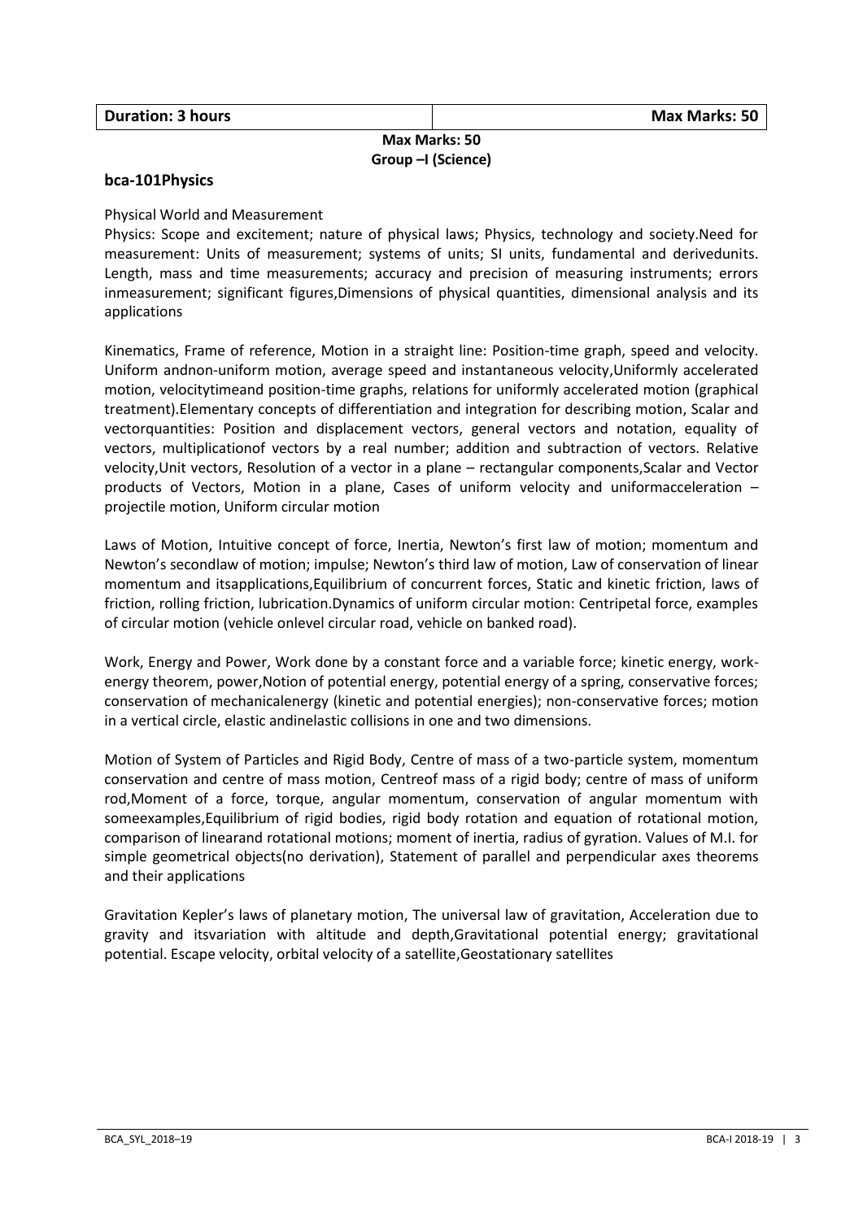| **Duration: 3 hours** | **Max Marks: 50** |
| --- | --- |

**Max Marks: 50**
**Group –I (Science)**

### bca-101Physics

Physical World and Measurement

Physics: Scope and excitement; nature of physical laws; Physics, technology and society.Need for measurement: Units of measurement; systems of units; SI units, fundamental and derivedunits. Length, mass and time measurements; accuracy and precision of measuring instruments; errors inmeasurement; significant figures,Dimensions of physical quantities, dimensional analysis and its applications

Kinematics, Frame of reference, Motion in a straight line: Position-time graph, speed and velocity. Uniform andnon-uniform motion, average speed and instantaneous velocity,Uniformly accelerated motion, velocitytimeand position-time graphs, relations for uniformly accelerated motion (graphical treatment).Elementary concepts of differentiation and integration for describing motion, Scalar and vectorquantities: Position and displacement vectors, general vectors and notation, equality of vectors, multiplicationof vectors by a real number; addition and subtraction of vectors. Relative velocity,Unit vectors, Resolution of a vector in a plane – rectangular components,Scalar and Vector products of Vectors, Motion in a plane, Cases of uniform velocity and uniformacceleration – projectile motion, Uniform circular motion

Laws of Motion, Intuitive concept of force, Inertia, Newton's first law of motion; momentum and Newton's secondlaw of motion; impulse; Newton's third law of motion, Law of conservation of linear momentum and itsapplications,Equilibrium of concurrent forces, Static and kinetic friction, laws of friction, rolling friction, lubrication.Dynamics of uniform circular motion: Centripetal force, examples of circular motion (vehicle onlevel circular road, vehicle on banked road).

Work, Energy and Power, Work done by a constant force and a variable force; kinetic energy, work-energy theorem, power,Notion of potential energy, potential energy of a spring, conservative forces; conservation of mechanicalenergy (kinetic and potential energies); non-conservative forces; motion in a vertical circle, elastic andinelastic collisions in one and two dimensions.

Motion of System of Particles and Rigid Body, Centre of mass of a two-particle system, momentum conservation and centre of mass motion, Centreof mass of a rigid body; centre of mass of uniform rod,Moment of a force, torque, angular momentum, conservation of angular momentum with someexamples,Equilibrium of rigid bodies, rigid body rotation and equation of rotational motion, comparison of linearand rotational motions; moment of inertia, radius of gyration. Values of M.I. for simple geometrical objects(no derivation), Statement of parallel and perpendicular axes theorems and their applications

Gravitation Kepler's laws of planetary motion, The universal law of gravitation, Acceleration due to gravity and itsvariation with altitude and depth,Gravitational potential energy; gravitational potential. Escape velocity, orbital velocity of a satellite,Geostationary satellites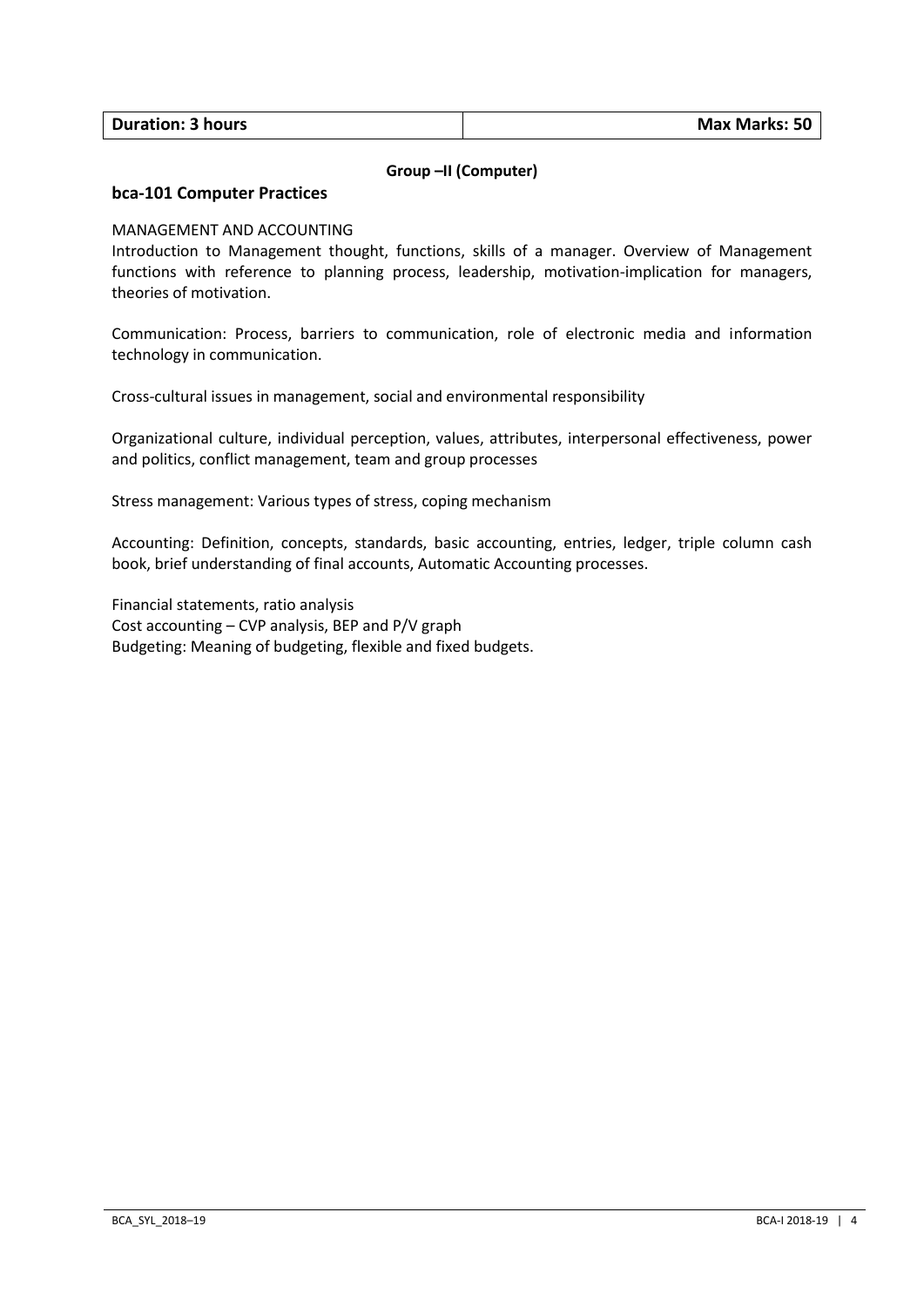| Duration: 3 hours | Max Marks: 50 |
|---|---|

**Group –II (Computer)**

**bca-101 Computer Practices**

MANAGEMENT AND ACCOUNTING

Introduction to Management thought, functions, skills of a manager. Overview of Management functions with reference to planning process, leadership, motivation-implication for managers, theories of motivation.

Communication: Process, barriers to communication, role of electronic media and information technology in communication.

Cross-cultural issues in management, social and environmental responsibility

Organizational culture, individual perception, values, attributes, interpersonal effectiveness, power and politics, conflict management, team and group processes

Stress management: Various types of stress, coping mechanism

Accounting: Definition, concepts, standards, basic accounting, entries, ledger, triple column cash book, brief understanding of final accounts, Automatic Accounting processes.

Financial statements, ratio analysis
Cost accounting – CVP analysis, BEP and P/V graph
Budgeting: Meaning of budgeting, flexible and fixed budgets.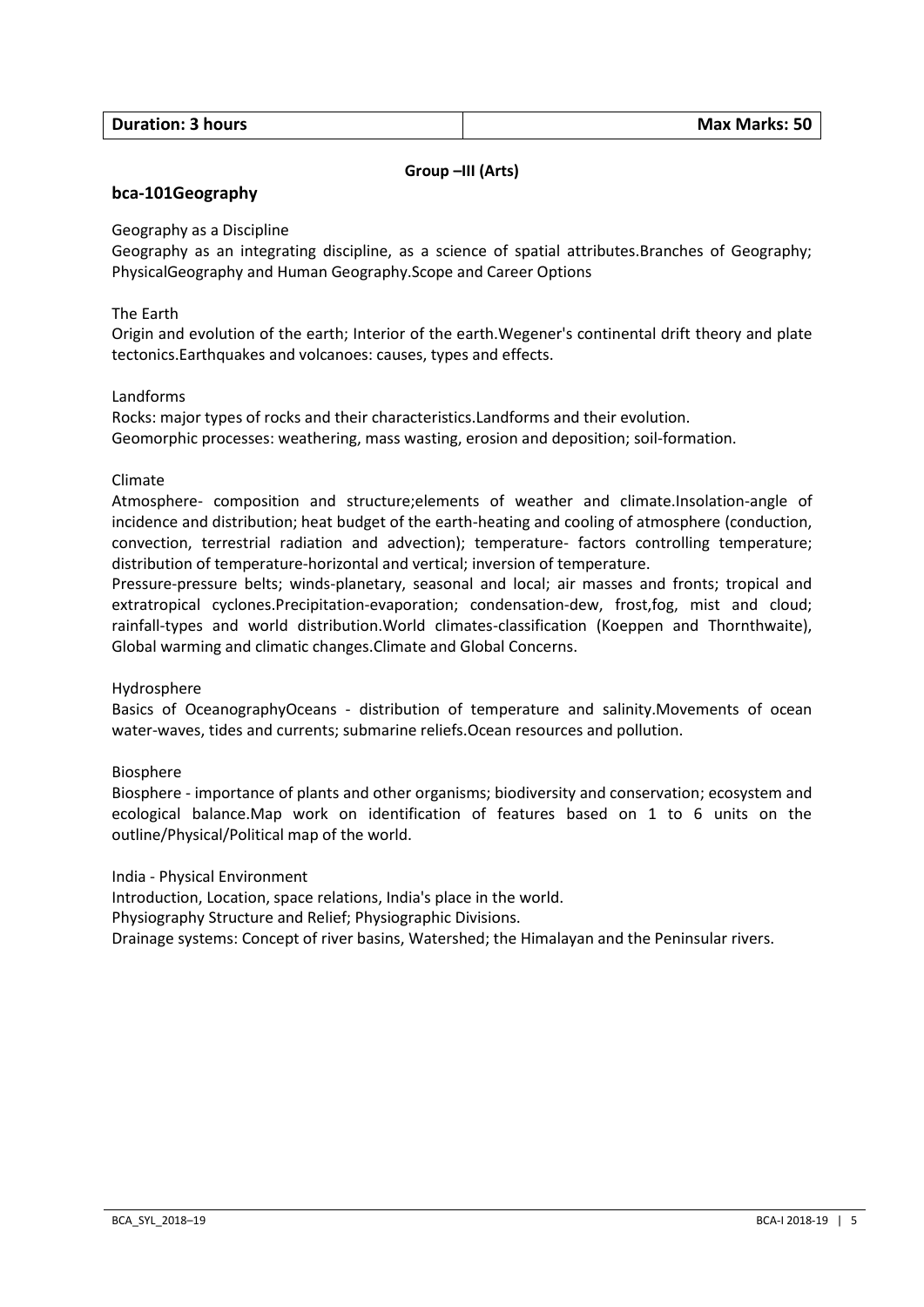| Duration: 3 hours | Max Marks: 50 |
| --- | --- |

**Group –III (Arts)**

## bca-101Geography

Geography as a Discipline

Geography as an integrating discipline, as a science of spatial attributes.Branches of Geography; PhysicalGeography and Human Geography.Scope and Career Options

The Earth

Origin and evolution of the earth; Interior of the earth.Wegener's continental drift theory and plate tectonics.Earthquakes and volcanoes: causes, types and effects.

Landforms

Rocks: major types of rocks and their characteristics.Landforms and their evolution.
Geomorphic processes: weathering, mass wasting, erosion and deposition; soil-formation.

Climate

Atmosphere- composition and structure;elements of weather and climate.Insolation-angle of incidence and distribution; heat budget of the earth-heating and cooling of atmosphere (conduction, convection, terrestrial radiation and advection); temperature- factors controlling temperature; distribution of temperature-horizontal and vertical; inversion of temperature.

Pressure-pressure belts; winds-planetary, seasonal and local; air masses and fronts; tropical and extratropical cyclones.Precipitation-evaporation; condensation-dew, frost,fog, mist and cloud; rainfall-types and world distribution.World climates-classification (Koeppen and Thornthwaite), Global warming and climatic changes.Climate and Global Concerns.

Hydrosphere

Basics of OceanographyOceans - distribution of temperature and salinity.Movements of ocean water-waves, tides and currents; submarine reliefs.Ocean resources and pollution.

Biosphere

Biosphere - importance of plants and other organisms; biodiversity and conservation; ecosystem and ecological balance.Map work on identification of features based on 1 to 6 units on the outline/Physical/Political map of the world.

India - Physical Environment

Introduction, Location, space relations, India's place in the world.

Physiography Structure and Relief; Physiographic Divisions.

Drainage systems: Concept of river basins, Watershed; the Himalayan and the Peninsular rivers.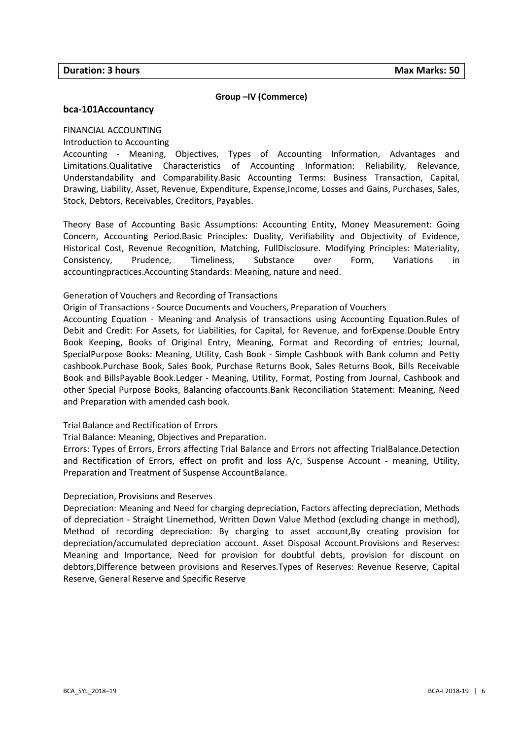| Duration: 3 hours | Max Marks: 50 |
|---|---|

**Group –IV (Commerce)**

## bca-101Accountancy

FINANCIAL ACCOUNTING

Introduction to Accounting

Accounting - Meaning, Objectives, Types of Accounting Information, Advantages and Limitations.Qualitative Characteristics of Accounting Information: Reliability, Relevance, Understandability and Comparability.Basic Accounting Terms: Business Transaction, Capital, Drawing, Liability, Asset, Revenue, Expenditure, Expense,Income, Losses and Gains, Purchases, Sales, Stock, Debtors, Receivables, Creditors, Payables.

Theory Base of Accounting Basic Assumptions: Accounting Entity, Money Measurement: Going Concern, Accounting Period.Basic Principles: Duality, Verifiability and Objectivity of Evidence, Historical Cost, Revenue Recognition, Matching, FullDisclosure. Modifying Principles: Materiality, Consistency, Prudence, Timeliness, Substance over Form, Variations in accountingpractices.Accounting Standards: Meaning, nature and need.

Generation of Vouchers and Recording of Transactions

Origin of Transactions - Source Documents and Vouchers, Preparation of Vouchers

Accounting Equation - Meaning and Analysis of transactions using Accounting Equation.Rules of Debit and Credit: For Assets, for Liabilities, for Capital, for Revenue, and forExpense.Double Entry Book Keeping, Books of Original Entry, Meaning, Format and Recording of entries; Journal, SpecialPurpose Books: Meaning, Utility, Cash Book - Simple Cashbook with Bank column and Petty cashbook.Purchase Book, Sales Book, Purchase Returns Book, Sales Returns Book, Bills Receivable Book and BillsPayable Book.Ledger - Meaning, Utility, Format, Posting from Journal, Cashbook and other Special Purpose Books, Balancing ofaccounts.Bank Reconciliation Statement: Meaning, Need and Preparation with amended cash book.

Trial Balance and Rectification of Errors

Trial Balance: Meaning, Objectives and Preparation.

Errors: Types of Errors, Errors affecting Trial Balance and Errors not affecting TrialBalance.Detection and Rectification of Errors, effect on profit and loss A/c, Suspense Account - meaning, Utility, Preparation and Treatment of Suspense AccountBalance.

Depreciation, Provisions and Reserves

Depreciation: Meaning and Need for charging depreciation, Factors affecting depreciation, Methods of depreciation - Straight Linemethod, Written Down Value Method (excluding change in method), Method of recording depreciation: By charging to asset account,By creating provision for depreciation/accumulated depreciation account. Asset Disposal Account.Provisions and Reserves: Meaning and Importance, Need for provision for doubtful debts, provision for discount on debtors,Difference between provisions and Reserves.Types of Reserves: Revenue Reserve, Capital Reserve, General Reserve and Specific Reserve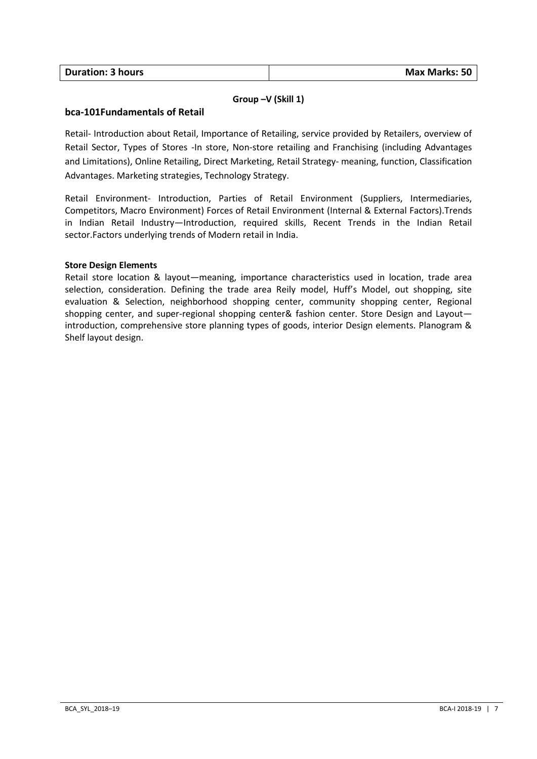| Duration: 3 hours | Max Marks: 50 |
|---|---|

**Group –V (Skill 1)**

## bca-101Fundamentals of Retail

Retail- Introduction about Retail, Importance of Retailing, service provided by Retailers, overview of Retail Sector, Types of Stores -In store, Non-store retailing and Franchising (including Advantages and Limitations), Online Retailing, Direct Marketing, Retail Strategy- meaning, function, Classification Advantages. Marketing strategies, Technology Strategy.

Retail Environment- Introduction, Parties of Retail Environment (Suppliers, Intermediaries, Competitors, Macro Environment) Forces of Retail Environment (Internal & External Factors).Trends in Indian Retail Industry—Introduction, required skills, Recent Trends in the Indian Retail sector.Factors underlying trends of Modern retail in India.

**Store Design Elements**

Retail store location & layout—meaning, importance characteristics used in location, trade area selection, consideration. Defining the trade area Reily model, Huff's Model, out shopping, site evaluation & Selection, neighborhood shopping center, community shopping center, Regional shopping center, and super-regional shopping center& fashion center. Store Design and Layout—introduction, comprehensive store planning types of goods, interior Design elements. Planogram & Shelf layout design.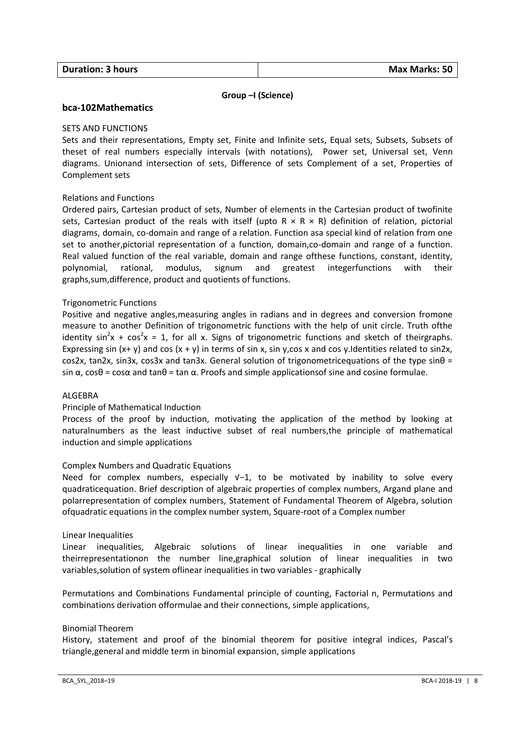| Duration: 3 hours | Max Marks: 50 |
| --- | --- |

**Group –I (Science)**

## bca-102Mathematics

SETS AND FUNCTIONS

Sets and their representations, Empty set, Finite and Infinite sets, Equal sets, Subsets, Subsets of theset of real numbers especially intervals (with notations), Power set, Universal set, Venn diagrams. Unionand intersection of sets, Difference of sets Complement of a set, Properties of Complement sets

Relations and Functions

Ordered pairs, Cartesian product of sets, Number of elements in the Cartesian product of twofinite sets, Cartesian product of the reals with itself (upto $R \times R \times R$) definition of relation, pictorial diagrams, domain, co-domain and range of a relation. Function asa special kind of relation from one set to another,pictorial representation of a function, domain,co-domain and range of a function. Real valued function of the real variable, domain and range ofthese functions, constant, identity, polynomial, rational, modulus, signum and greatest integerfunctions with their graphs,sum,difference, product and quotients of functions.

Trigonometric Functions

Positive and negative angles,measuring angles in radians and in degrees and conversion fromone measure to another Definition of trigonometric functions with the help of unit circle. Truth ofthe identity $\sin^2 x + \cos^2 x = 1$, for all x. Signs of trigonometric functions and sketch of theirgraphs. Expressing $\sin(x+y)$ and $\cos(x+y)$ in terms of sin x, sin y,cos x and cos y.Identities related to sin2x, cos2x, tan2x, sin3x, cos3x and tan3x. General solution of trigonometricequations of the type $\sin\theta = \sin\alpha$, $\cos\theta = \cos\alpha$ and $\tan\theta = \tan\alpha$. Proofs and simple applicationsof sine and cosine formulae.

ALGEBRA

Principle of Mathematical Induction

Process of the proof by induction, motivating the application of the method by looking at naturalnumbers as the least inductive subset of real numbers,the principle of mathematical induction and simple applications

Complex Numbers and Quadratic Equations

Need for complex numbers, especially $\sqrt{-1}$, to be motivated by inability to solve every quadraticequation. Brief description of algebraic properties of complex numbers, Argand plane and polarrepresentation of complex numbers, Statement of Fundamental Theorem of Algebra, solution ofquadratic equations in the complex number system, Square-root of a Complex number

Linear Inequalities

Linear inequalities, Algebraic solutions of linear inequalities in one variable and theirrepresentationon the number line,graphical solution of linear inequalities in two variables,solution of system oflinear inequalities in two variables - graphically

Permutations and Combinations Fundamental principle of counting, Factorial n, Permutations and combinations derivation offormulae and their connections, simple applications,

Binomial Theorem

History, statement and proof of the binomial theorem for positive integral indices, Pascal's triangle,general and middle term in binomial expansion, simple applications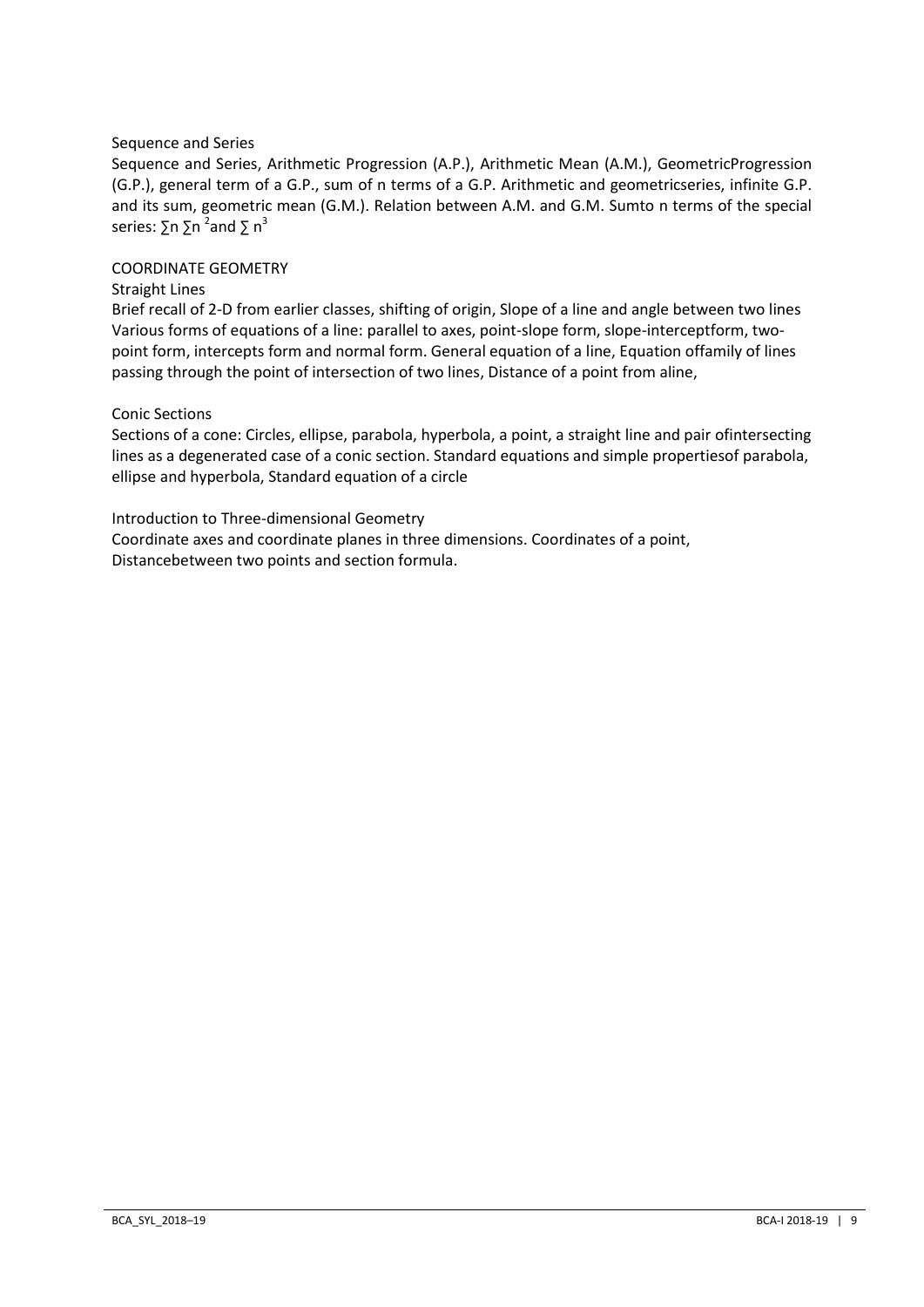Sequence and Series

Sequence and Series, Arithmetic Progression (A.P.), Arithmetic Mean (A.M.), GeometricProgression (G.P.), general term of a G.P., sum of n terms of a G.P. Arithmetic and geometricseries, infinite G.P. and its sum, geometric mean (G.M.). Relation between A.M. and G.M. Sumto n terms of the special series: $\sum n$ $\sum n^2$ and $\sum n^3$

COORDINATE GEOMETRY

Straight Lines

Brief recall of 2-D from earlier classes, shifting of origin, Slope of a line and angle between two lines Various forms of equations of a line: parallel to axes, point-slope form, slope-interceptform, two-point form, intercepts form and normal form. General equation of a line, Equation offamily of lines passing through the point of intersection of two lines, Distance of a point from aline,

Conic Sections

Sections of a cone: Circles, ellipse, parabola, hyperbola, a point, a straight line and pair ofintersecting lines as a degenerated case of a conic section. Standard equations and simple propertiesof parabola, ellipse and hyperbola, Standard equation of a circle

Introduction to Three-dimensional Geometry

Coordinate axes and coordinate planes in three dimensions. Coordinates of a point, Distancebetween two points and section formula.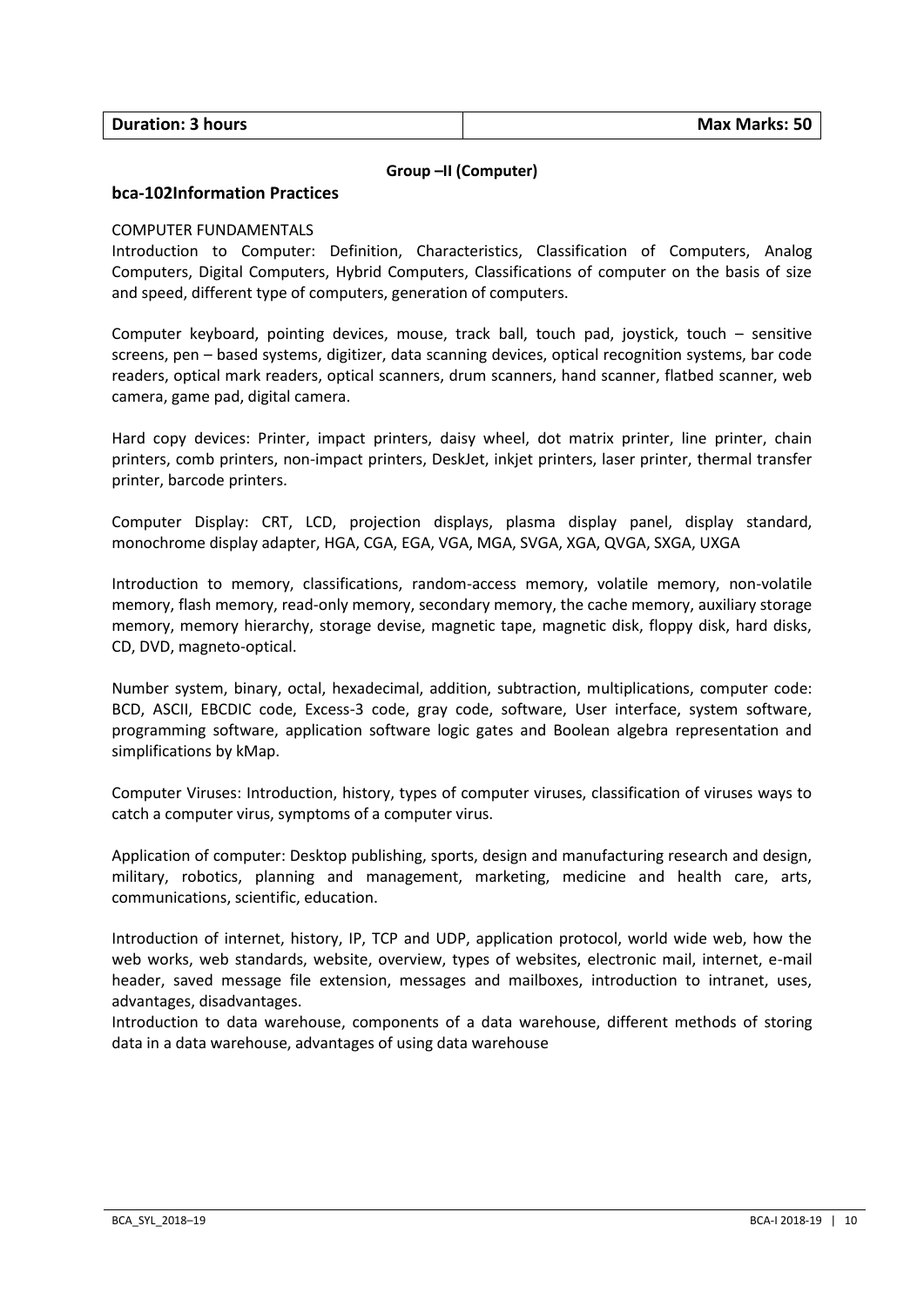| Duration: 3 hours | Max Marks: 50 |
|---|---|

**Group –II (Computer)**

## bca-102Information Practices

COMPUTER FUNDAMENTALS

Introduction to Computer: Definition, Characteristics, Classification of Computers, Analog Computers, Digital Computers, Hybrid Computers, Classifications of computer on the basis of size and speed, different type of computers, generation of computers.

Computer keyboard, pointing devices, mouse, track ball, touch pad, joystick, touch – sensitive screens, pen – based systems, digitizer, data scanning devices, optical recognition systems, bar code readers, optical mark readers, optical scanners, drum scanners, hand scanner, flatbed scanner, web camera, game pad, digital camera.

Hard copy devices: Printer, impact printers, daisy wheel, dot matrix printer, line printer, chain printers, comb printers, non-impact printers, DeskJet, inkjet printers, laser printer, thermal transfer printer, barcode printers.

Computer Display: CRT, LCD, projection displays, plasma display panel, display standard, monochrome display adapter, HGA, CGA, EGA, VGA, MGA, SVGA, XGA, QVGA, SXGA, UXGA

Introduction to memory, classifications, random-access memory, volatile memory, non-volatile memory, flash memory, read-only memory, secondary memory, the cache memory, auxiliary storage memory, memory hierarchy, storage devise, magnetic tape, magnetic disk, floppy disk, hard disks, CD, DVD, magneto-optical.

Number system, binary, octal, hexadecimal, addition, subtraction, multiplications, computer code: BCD, ASCII, EBCDIC code, Excess-3 code, gray code, software, User interface, system software, programming software, application software logic gates and Boolean algebra representation and simplifications by kMap.

Computer Viruses: Introduction, history, types of computer viruses, classification of viruses ways to catch a computer virus, symptoms of a computer virus.

Application of computer: Desktop publishing, sports, design and manufacturing research and design, military, robotics, planning and management, marketing, medicine and health care, arts, communications, scientific, education.

Introduction of internet, history, IP, TCP and UDP, application protocol, world wide web, how the web works, web standards, website, overview, types of websites, electronic mail, internet, e-mail header, saved message file extension, messages and mailboxes, introduction to intranet, uses, advantages, disadvantages.

Introduction to data warehouse, components of a data warehouse, different methods of storing data in a data warehouse, advantages of using data warehouse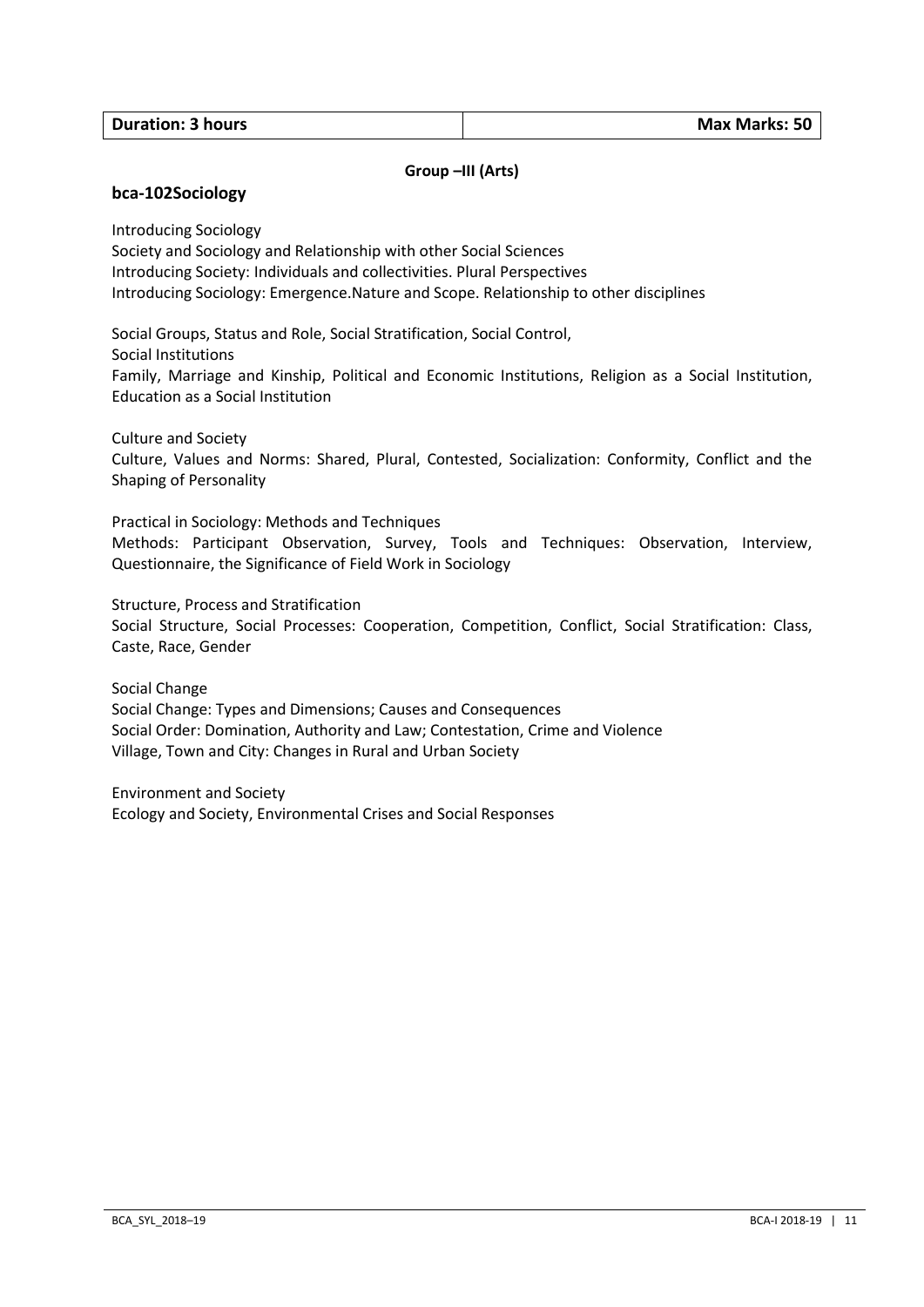| Duration: 3 hours | Max Marks: 50 |
| --- | --- |

**Group –III (Arts)**

**bca-102Sociology**

Introducing Sociology
Society and Sociology and Relationship with other Social Sciences
Introducing Society: Individuals and collectivities. Plural Perspectives
Introducing Sociology: Emergence.Nature and Scope. Relationship to other disciplines

Social Groups, Status and Role, Social Stratification, Social Control,
Social Institutions
Family, Marriage and Kinship, Political and Economic Institutions, Religion as a Social Institution, Education as a Social Institution

Culture and Society
Culture, Values and Norms: Shared, Plural, Contested, Socialization: Conformity, Conflict and the Shaping of Personality

Practical in Sociology: Methods and Techniques
Methods: Participant Observation, Survey, Tools and Techniques: Observation, Interview, Questionnaire, the Significance of Field Work in Sociology

Structure, Process and Stratification
Social Structure, Social Processes: Cooperation, Competition, Conflict, Social Stratification: Class, Caste, Race, Gender

Social Change
Social Change: Types and Dimensions; Causes and Consequences
Social Order: Domination, Authority and Law; Contestation, Crime and Violence
Village, Town and City: Changes in Rural and Urban Society

Environment and Society
Ecology and Society, Environmental Crises and Social Responses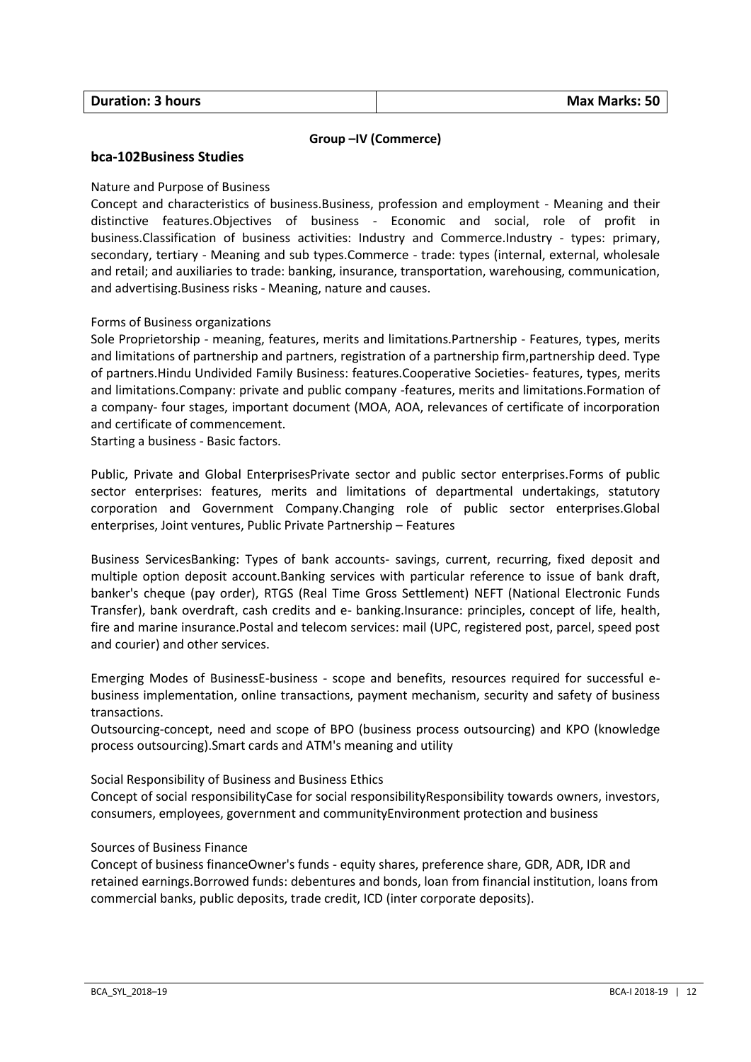| Duration: 3 hours | Max Marks: 50 |
|---|---|

**Group –IV (Commerce)**

## bca-102Business Studies

Nature and Purpose of Business

Concept and characteristics of business.Business, profession and employment - Meaning and their distinctive features.Objectives of business - Economic and social, role of profit in business.Classification of business activities: Industry and Commerce.Industry - types: primary, secondary, tertiary - Meaning and sub types.Commerce - trade: types (internal, external, wholesale and retail; and auxiliaries to trade: banking, insurance, transportation, warehousing, communication, and advertising.Business risks - Meaning, nature and causes.

Forms of Business organizations

Sole Proprietorship - meaning, features, merits and limitations.Partnership - Features, types, merits and limitations of partnership and partners, registration of a partnership firm,partnership deed. Type of partners.Hindu Undivided Family Business: features.Cooperative Societies- features, types, merits and limitations.Company: private and public company -features, merits and limitations.Formation of a company- four stages, important document (MOA, AOA, relevances of certificate of incorporation and certificate of commencement.

Starting a business - Basic factors.

Public, Private and Global EnterprisesPrivate sector and public sector enterprises.Forms of public sector enterprises: features, merits and limitations of departmental undertakings, statutory corporation and Government Company.Changing role of public sector enterprises.Global enterprises, Joint ventures, Public Private Partnership – Features

Business ServicesBanking: Types of bank accounts- savings, current, recurring, fixed deposit and multiple option deposit account.Banking services with particular reference to issue of bank draft, banker's cheque (pay order), RTGS (Real Time Gross Settlement) NEFT (National Electronic Funds Transfer), bank overdraft, cash credits and e- banking.Insurance: principles, concept of life, health, fire and marine insurance.Postal and telecom services: mail (UPC, registered post, parcel, speed post and courier) and other services.

Emerging Modes of BusinessE-business - scope and benefits, resources required for successful e-business implementation, online transactions, payment mechanism, security and safety of business transactions.

Outsourcing-concept, need and scope of BPO (business process outsourcing) and KPO (knowledge process outsourcing).Smart cards and ATM's meaning and utility

Social Responsibility of Business and Business Ethics

Concept of social responsibilityCase for social responsibilityResponsibility towards owners, investors, consumers, employees, government and communityEnvironment protection and business

Sources of Business Finance

Concept of business financeOwner's funds - equity shares, preference share, GDR, ADR, IDR and retained earnings.Borrowed funds: debentures and bonds, loan from financial institution, loans from commercial banks, public deposits, trade credit, ICD (inter corporate deposits).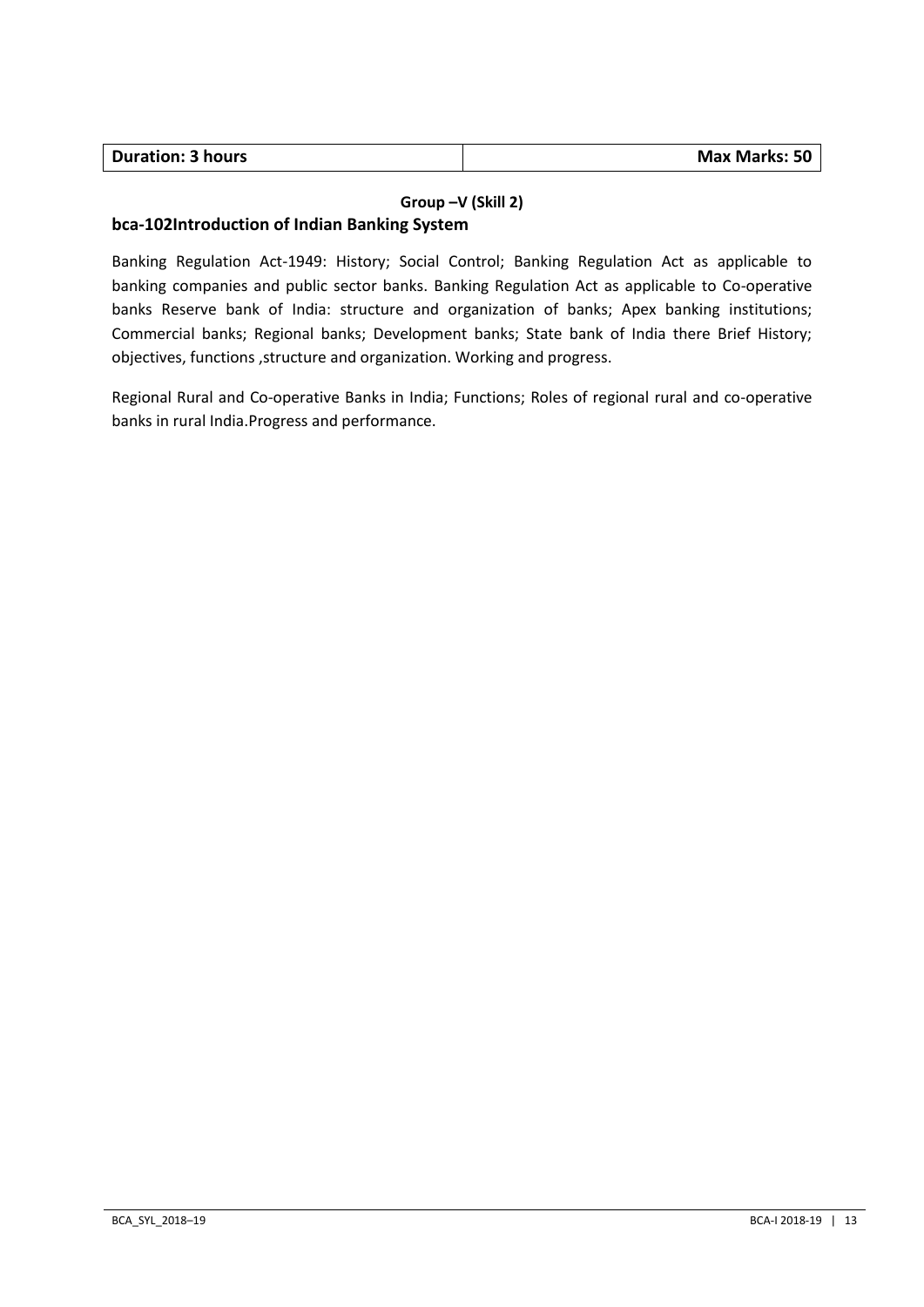| Duration: 3 hours | Max Marks: 50 |
|---|---|

**Group –V (Skill 2)**

## bca-102Introduction of Indian Banking System

Banking Regulation Act-1949: History; Social Control; Banking Regulation Act as applicable to banking companies and public sector banks. Banking Regulation Act as applicable to Co-operative banks Reserve bank of India: structure and organization of banks; Apex banking institutions; Commercial banks; Regional banks; Development banks; State bank of India there Brief History; objectives, functions ,structure and organization. Working and progress.

Regional Rural and Co-operative Banks in India; Functions; Roles of regional rural and co-operative banks in rural India.Progress and performance.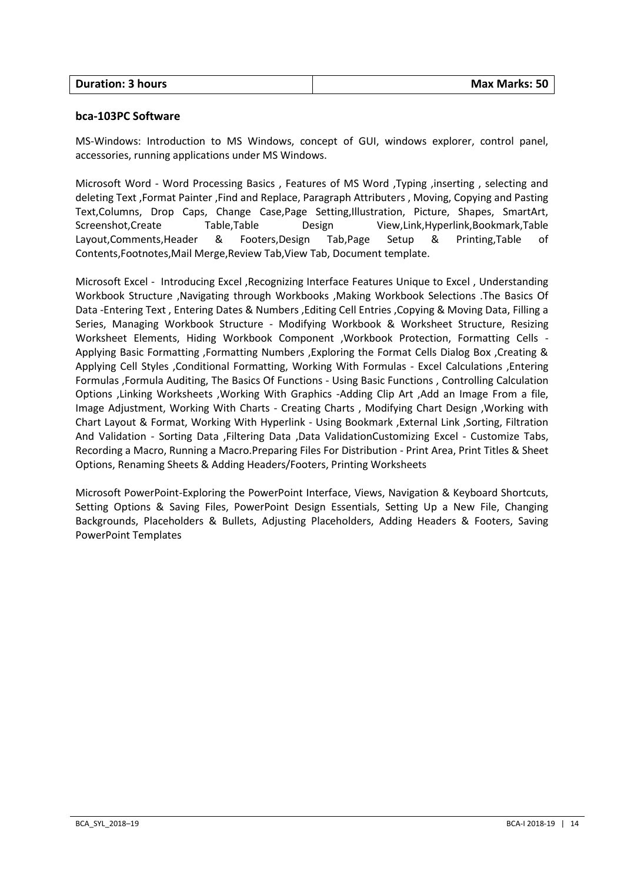| Duration: 3 hours | Max Marks: 50 |
|---|---|

**bca-103PC Software**

MS-Windows: Introduction to MS Windows, concept of GUI, windows explorer, control panel, accessories, running applications under MS Windows.

Microsoft Word - Word Processing Basics , Features of MS Word ,Typing ,inserting , selecting and deleting Text ,Format Painter ,Find and Replace, Paragraph Attributers , Moving, Copying and Pasting Text,Columns, Drop Caps, Change Case,Page Setting,Illustration, Picture, Shapes, SmartArt, Screenshot,Create Table,Table Design View,Link,Hyperlink,Bookmark,Table Layout,Comments,Header & Footers,Design Tab,Page Setup & Printing,Table of Contents,Footnotes,Mail Merge,Review Tab,View Tab, Document template.

Microsoft Excel - Introducing Excel ,Recognizing Interface Features Unique to Excel , Understanding Workbook Structure ,Navigating through Workbooks ,Making Workbook Selections .The Basics Of Data -Entering Text , Entering Dates & Numbers ,Editing Cell Entries ,Copying & Moving Data, Filling a Series, Managing Workbook Structure - Modifying Workbook & Worksheet Structure, Resizing Worksheet Elements, Hiding Workbook Component ,Workbook Protection, Formatting Cells - Applying Basic Formatting ,Formatting Numbers ,Exploring the Format Cells Dialog Box ,Creating & Applying Cell Styles ,Conditional Formatting, Working With Formulas - Excel Calculations ,Entering Formulas ,Formula Auditing, The Basics Of Functions - Using Basic Functions , Controlling Calculation Options ,Linking Worksheets ,Working With Graphics -Adding Clip Art ,Add an Image From a file, Image Adjustment, Working With Charts - Creating Charts , Modifying Chart Design ,Working with Chart Layout & Format, Working With Hyperlink - Using Bookmark ,External Link ,Sorting, Filtration And Validation - Sorting Data ,Filtering Data ,Data ValidationCustomizing Excel - Customize Tabs, Recording a Macro, Running a Macro.Preparing Files For Distribution - Print Area, Print Titles & Sheet Options, Renaming Sheets & Adding Headers/Footers, Printing Worksheets

Microsoft PowerPoint-Exploring the PowerPoint Interface, Views, Navigation & Keyboard Shortcuts, Setting Options & Saving Files, PowerPoint Design Essentials, Setting Up a New File, Changing Backgrounds, Placeholders & Bullets, Adjusting Placeholders, Adding Headers & Footers, Saving PowerPoint Templates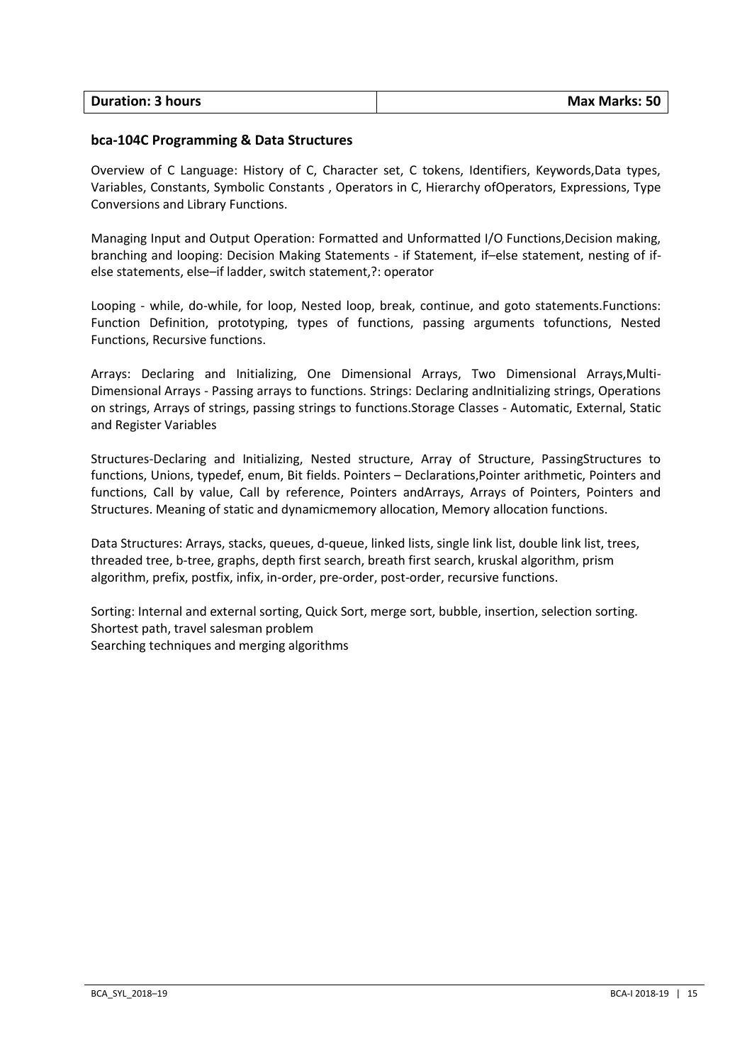| Duration: 3 hours | Max Marks: 50 |
|---|---|

**bca-104C Programming & Data Structures**

Overview of C Language: History of C, Character set, C tokens, Identifiers, Keywords,Data types, Variables, Constants, Symbolic Constants , Operators in C, Hierarchy ofOperators, Expressions, Type Conversions and Library Functions.

Managing Input and Output Operation: Formatted and Unformatted I/O Functions,Decision making, branching and looping: Decision Making Statements - if Statement, if–else statement, nesting of if-else statements, else–if ladder, switch statement,?: operator

Looping - while, do-while, for loop, Nested loop, break, continue, and goto statements.Functions: Function Definition, prototyping, types of functions, passing arguments tofunctions, Nested Functions, Recursive functions.

Arrays: Declaring and Initializing, One Dimensional Arrays, Two Dimensional Arrays,Multi-Dimensional Arrays - Passing arrays to functions. Strings: Declaring andInitializing strings, Operations on strings, Arrays of strings, passing strings to functions.Storage Classes - Automatic, External, Static and Register Variables

Structures-Declaring and Initializing, Nested structure, Array of Structure, PassingStructures to functions, Unions, typedef, enum, Bit fields. Pointers – Declarations,Pointer arithmetic, Pointers and functions, Call by value, Call by reference, Pointers andArrays, Arrays of Pointers, Pointers and Structures. Meaning of static and dynamicmemory allocation, Memory allocation functions.

Data Structures: Arrays, stacks, queues, d-queue, linked lists, single link list, double link list, trees, threaded tree, b-tree, graphs, depth first search, breath first search, kruskal algorithm, prism algorithm, prefix, postfix, infix, in-order, pre-order, post-order, recursive functions.

Sorting: Internal and external sorting, Quick Sort, merge sort, bubble, insertion, selection sorting.
Shortest path, travel salesman problem
Searching techniques and merging algorithms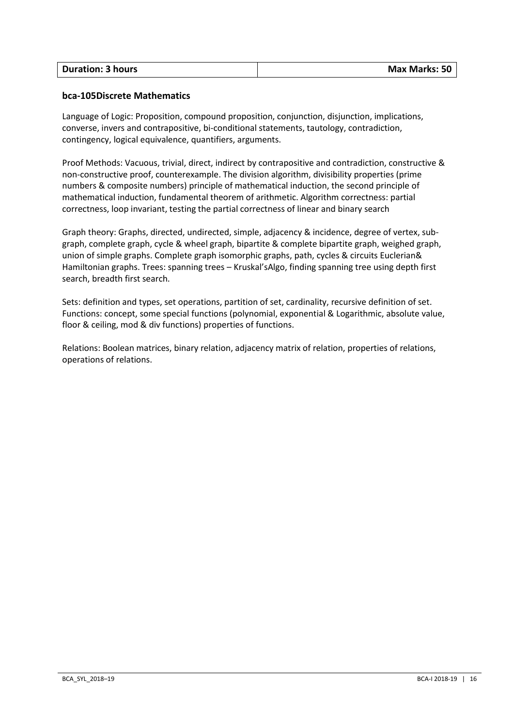| **Duration: 3 hours** | **Max Marks: 50** |
|---|---|

### bca-105Discrete Mathematics

Language of Logic: Proposition, compound proposition, conjunction, disjunction, implications, converse, invers and contrapositive, bi-conditional statements, tautology, contradiction, contingency, logical equivalence, quantifiers, arguments.

Proof Methods: Vacuous, trivial, direct, indirect by contrapositive and contradiction, constructive & non-constructive proof, counterexample. The division algorithm, divisibility properties (prime numbers & composite numbers) principle of mathematical induction, the second principle of mathematical induction, fundamental theorem of arithmetic. Algorithm correctness: partial correctness, loop invariant, testing the partial correctness of linear and binary search

Graph theory: Graphs, directed, undirected, simple, adjacency & incidence, degree of vertex, sub-graph, complete graph, cycle & wheel graph, bipartite & complete bipartite graph, weighed graph, union of simple graphs. Complete graph isomorphic graphs, path, cycles & circuits Euclerian& Hamiltonian graphs. Trees: spanning trees – Kruskal'sAlgo, finding spanning tree using depth first search, breadth first search.

Sets: definition and types, set operations, partition of set, cardinality, recursive definition of set. Functions: concept, some special functions (polynomial, exponential & Logarithmic, absolute value, floor & ceiling, mod & div functions) properties of functions.

Relations: Boolean matrices, binary relation, adjacency matrix of relation, properties of relations, operations of relations.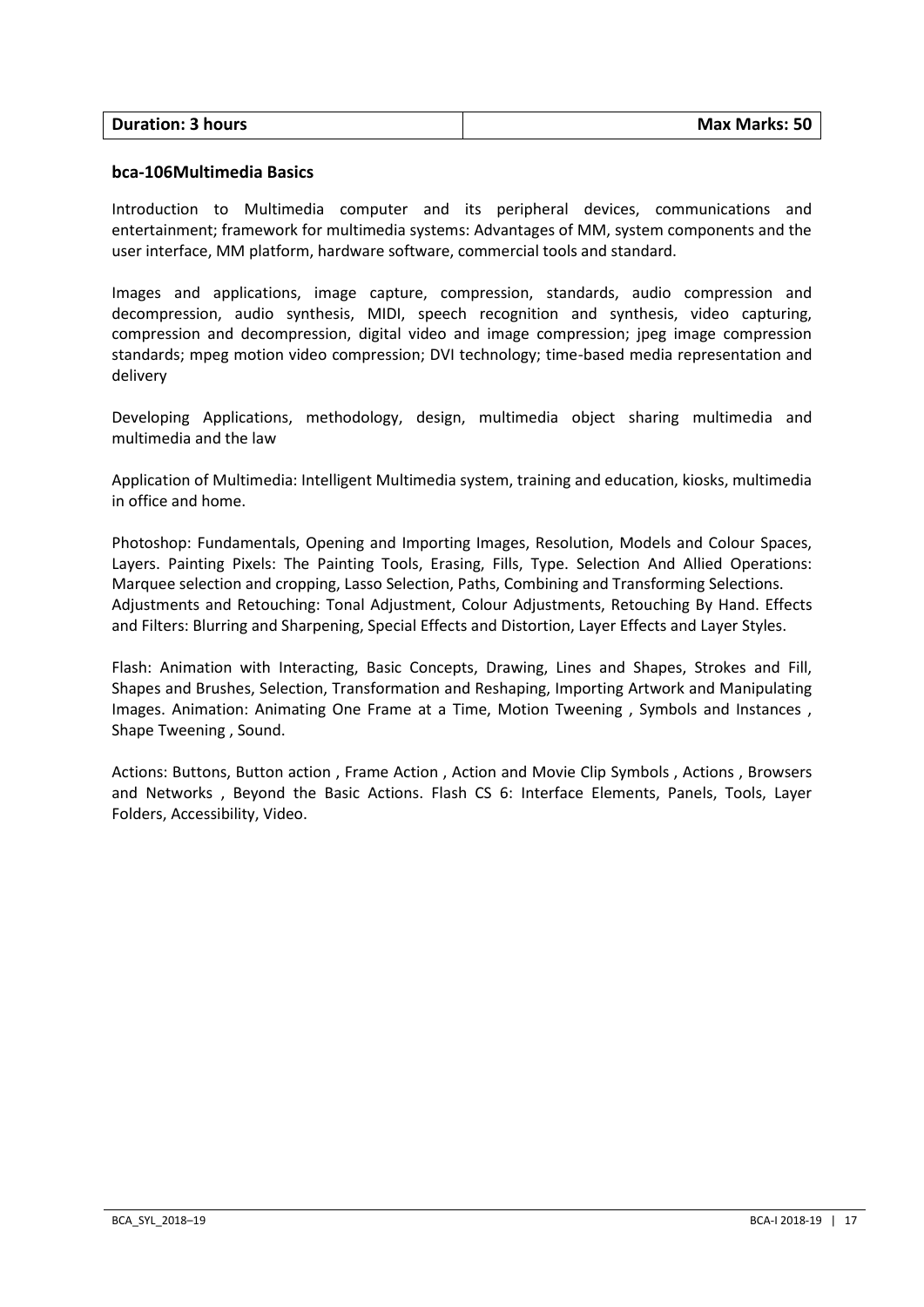| Duration: 3 hours | Max Marks: 50 |
| --- | --- |

**bca-106Multimedia Basics**

Introduction to Multimedia computer and its peripheral devices, communications and entertainment; framework for multimedia systems: Advantages of MM, system components and the user interface, MM platform, hardware software, commercial tools and standard.

Images and applications, image capture, compression, standards, audio compression and decompression, audio synthesis, MIDI, speech recognition and synthesis, video capturing, compression and decompression, digital video and image compression; jpeg image compression standards; mpeg motion video compression; DVI technology; time-based media representation and delivery

Developing Applications, methodology, design, multimedia object sharing multimedia and multimedia and the law

Application of Multimedia: Intelligent Multimedia system, training and education, kiosks, multimedia in office and home.

Photoshop: Fundamentals, Opening and Importing Images, Resolution, Models and Colour Spaces, Layers. Painting Pixels: The Painting Tools, Erasing, Fills, Type. Selection And Allied Operations: Marquee selection and cropping, Lasso Selection, Paths, Combining and Transforming Selections.
Adjustments and Retouching: Tonal Adjustment, Colour Adjustments, Retouching By Hand. Effects and Filters: Blurring and Sharpening, Special Effects and Distortion, Layer Effects and Layer Styles.

Flash: Animation with Interacting, Basic Concepts, Drawing, Lines and Shapes, Strokes and Fill, Shapes and Brushes, Selection, Transformation and Reshaping, Importing Artwork and Manipulating Images. Animation: Animating One Frame at a Time, Motion Tweening , Symbols and Instances , Shape Tweening , Sound.

Actions: Buttons, Button action , Frame Action , Action and Movie Clip Symbols , Actions , Browsers and Networks , Beyond the Basic Actions. Flash CS 6: Interface Elements, Panels, Tools, Layer Folders, Accessibility, Video.